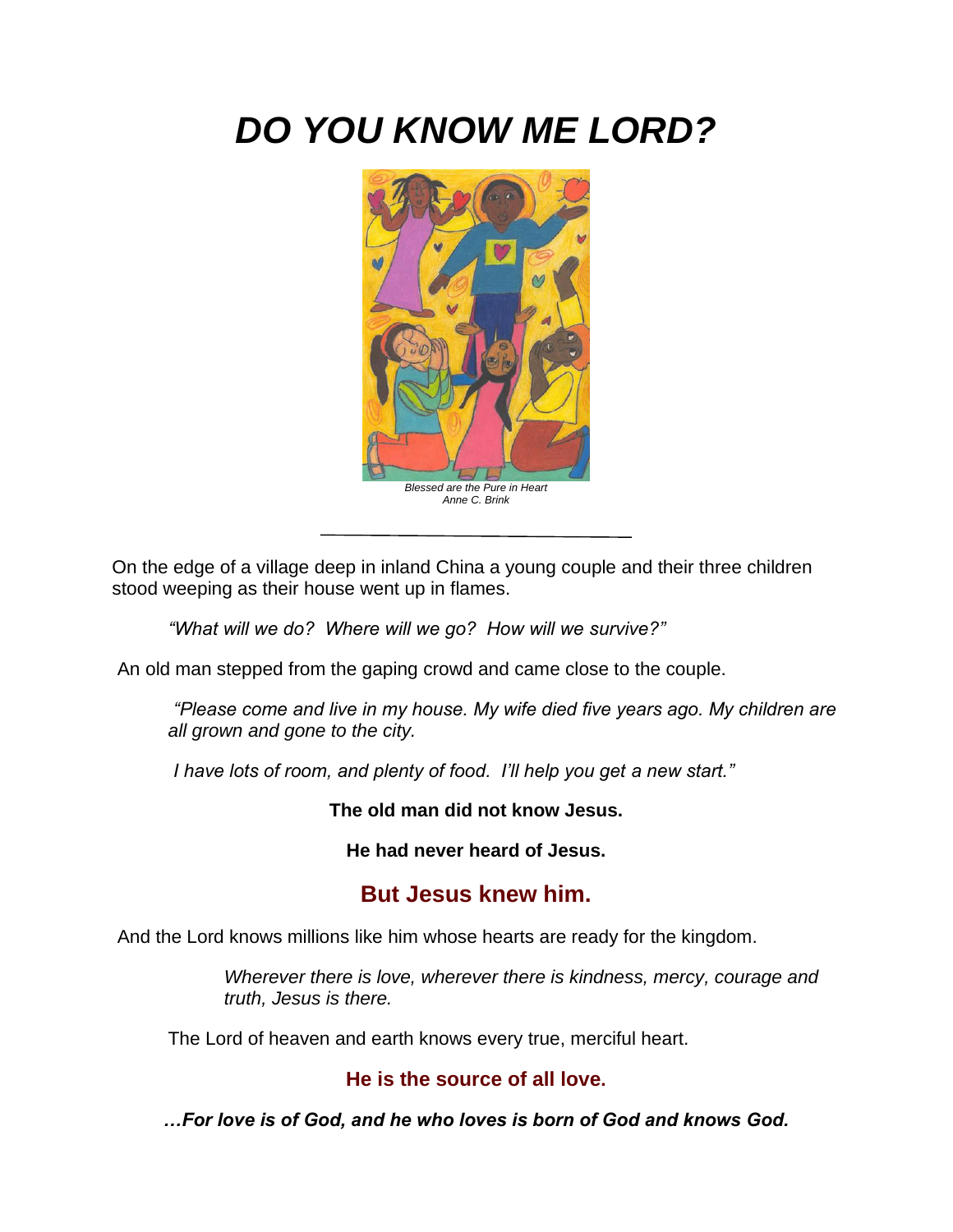# *DO YOU KNOW ME LORD?*

*Blessed are the Pure in Heart*
*Anne C. Brink*

---

On the edge of a village deep in inland China a young couple and their three children stood weeping as their house went up in flames.

> *"What will we do? Where will we go? How will we survive?"*

An old man stepped from the gaping crowd and came close to the couple.

> *"Please come and live in my house. My wife died five years ago. My children are all grown and gone to the city.*
>
> *I have lots of room, and plenty of food. I'll help you get a new start."*

**The old man did not know Jesus.**

**He had never heard of Jesus.**

**But Jesus knew him.**

And the Lord knows millions like him whose hearts are ready for the kingdom.

> *Wherever there is love, wherever there is kindness, mercy, courage and truth, Jesus is there.*

The Lord of heaven and earth knows every true, merciful heart.

**He is the source of all love.**

***…For love is of God, and he who loves is born of God and knows God.***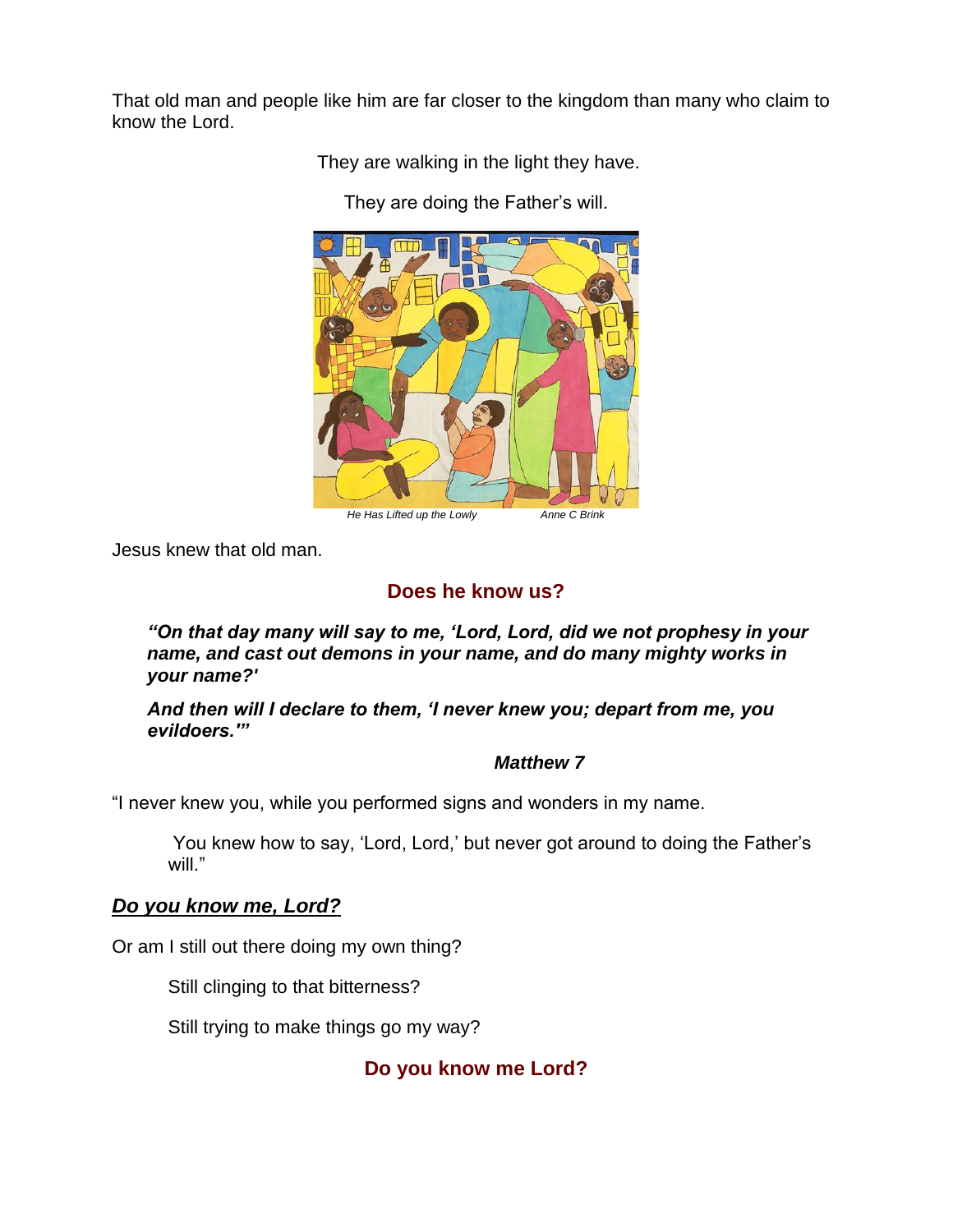That old man and people like him are far closer to the kingdom than many who claim to know the Lord.

They are walking in the light they have.

They are doing the Father's will.

*He Has Lifted up the Lowly* *Anne C Brink*

Jesus knew that old man.

## Does he know us?

> ***"On that day many will say to me, 'Lord, Lord, did we not prophesy in your name, and cast out demons in your name, and do many mighty works in your name?'***
>
> ***And then will I declare to them, 'I never knew you; depart from me, you evildoers.'"***
>
> ***Matthew 7***

"I never knew you, while you performed signs and wonders in my name.

You knew how to say, 'Lord, Lord,' but never got around to doing the Father's will."

***<u>Do you know me, Lord?</u>***

Or am I still out there doing my own thing?

Still clinging to that bitterness?

Still trying to make things go my way?

## Do you know me Lord?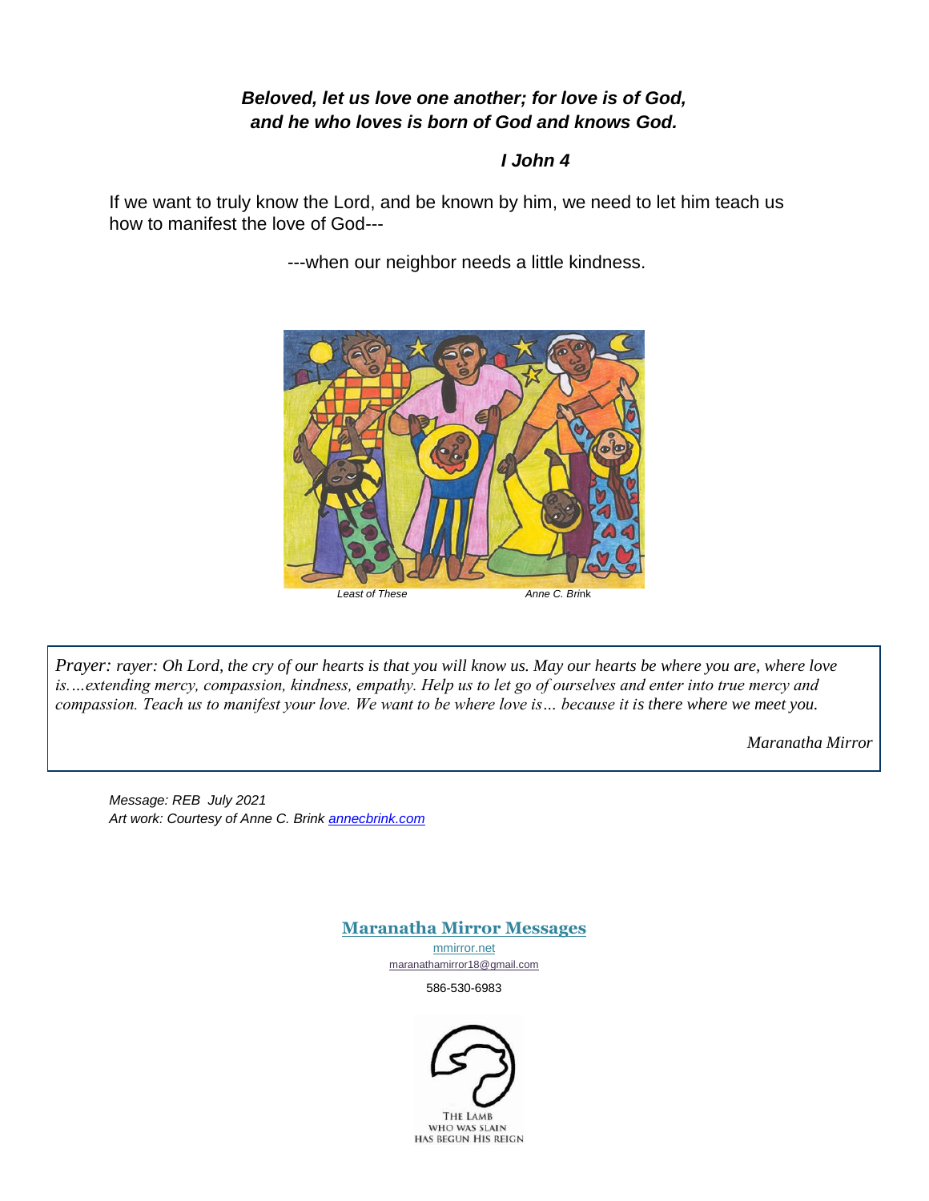***Beloved, let us love one another; for love is of God, and he who loves is born of God and knows God.***

***I John 4***

If we want to truly know the Lord, and be known by him, we need to let him teach us how to manifest the love of God---

---when our neighbor needs a little kindness.

*Least of These* *Anne C. Brink*

*Prayer: rayer: Oh Lord, the cry of our hearts is that you will know us. May our hearts be where you are, where love is….extending mercy, compassion, kindness, empathy. Help us to let go of ourselves and enter into true mercy and compassion. Teach us to manifest your love. We want to be where love is… because it is there where we meet you.*

*Maranatha Mirror*

*Message: REB July 2021*
*Art work: Courtesy of Anne C. Brink [annecbrink.com](annecbrink.com)*

**Maranatha Mirror Messages**

mmirror.net

maranathamirror18@gmail.com

586-530-6983

THE LAMB
WHO WAS SLAIN
HAS BEGUN HIS REIGN